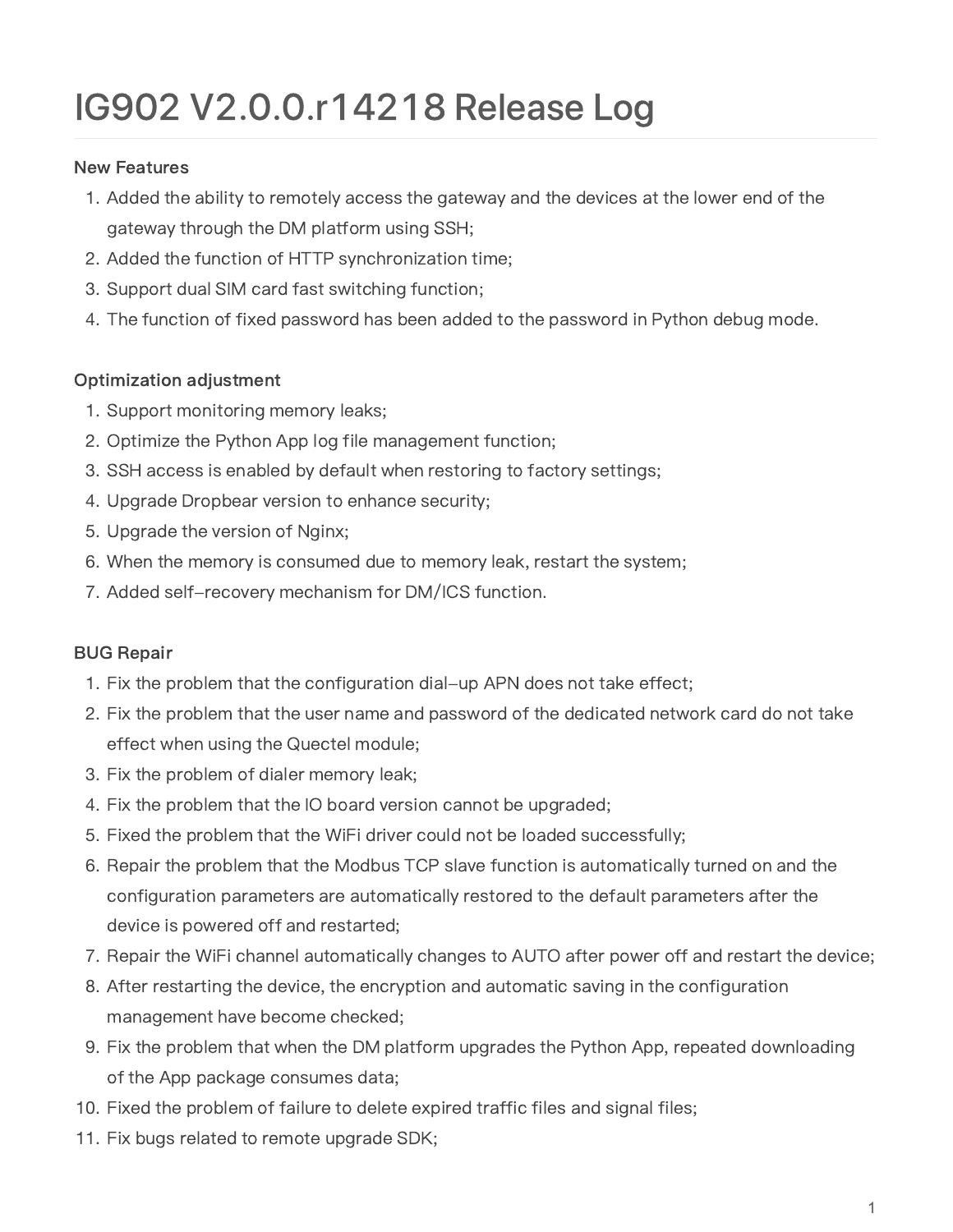# IG902 V2.0.0.r14218 Release Log

### New Features

1. Added the ability to remotely access the gateway and the devices at the lower end of the gateway through the DM platform using SSH;
2. Added the function of HTTP synchronization time;
3. Support dual SIM card fast switching function;
4. The function of fixed password has been added to the password in Python debug mode.

### Optimization adjustment

1. Support monitoring memory leaks;
2. Optimize the Python App log file management function;
3. SSH access is enabled by default when restoring to factory settings;
4. Upgrade Dropbear version to enhance security;
5. Upgrade the version of Nginx;
6. When the memory is consumed due to memory leak, restart the system;
7. Added self-recovery mechanism for DM/ICS function.

### BUG Repair

1. Fix the problem that the configuration dial-up APN does not take effect;
2. Fix the problem that the user name and password of the dedicated network card do not take effect when using the Quectel module;
3. Fix the problem of dialer memory leak;
4. Fix the problem that the IO board version cannot be upgraded;
5. Fixed the problem that the WiFi driver could not be loaded successfully;
6. Repair the problem that the Modbus TCP slave function is automatically turned on and the configuration parameters are automatically restored to the default parameters after the device is powered off and restarted;
7. Repair the WiFi channel automatically changes to AUTO after power off and restart the device;
8. After restarting the device, the encryption and automatic saving in the configuration management have become checked;
9. Fix the problem that when the DM platform upgrades the Python App, repeated downloading of the App package consumes data;
10. Fixed the problem of failure to delete expired traffic files and signal files;
11. Fix bugs related to remote upgrade SDK;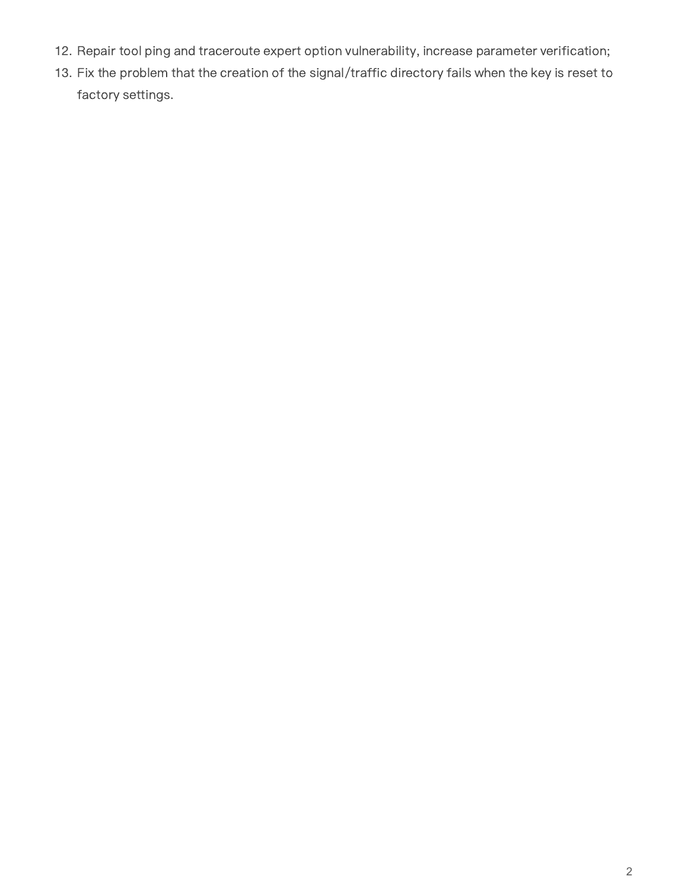12. Repair tool ping and traceroute expert option vulnerability, increase parameter verification;
13. Fix the problem that the creation of the signal/traffic directory fails when the key is reset to factory settings.